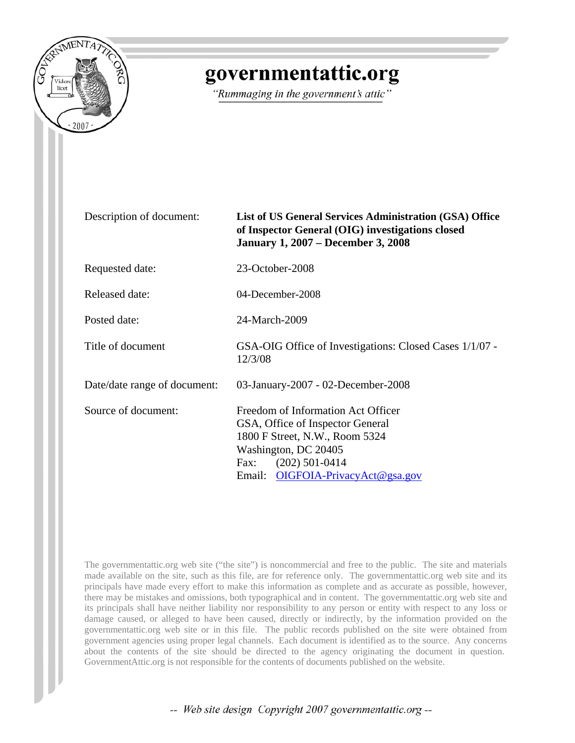# governmentattic.org

*"Rummaging in the government's attic"*

| | |
|---|---|
| Description of document: | **List of US General Services Administration (GSA) Office of Inspector General (OIG) investigations closed January 1, 2007 – December 3, 2008** |
| Requested date: | 23-October-2008 |
| Released date: | 04-December-2008 |
| Posted date: | 24-March-2009 |
| Title of document | GSA-OIG Office of Investigations: Closed Cases 1/1/07 - 12/3/08 |
| Date/date range of document: | 03-January-2007 - 02-December-2008 |
| Source of document: | Freedom of Information Act Officer<br>GSA, Office of Inspector General<br>1800 F Street, N.W., Room 5324<br>Washington, DC 20405<br>Fax: (202) 501-0414<br>Email: OIGFOIA-PrivacyAct@gsa.gov |

The governmentattic.org web site ("the site") is noncommercial and free to the public. The site and materials made available on the site, such as this file, are for reference only. The governmentattic.org web site and its principals have made every effort to make this information as complete and as accurate as possible, however, there may be mistakes and omissions, both typographical and in content. The governmentattic.org web site and its principals shall have neither liability nor responsibility to any person or entity with respect to any loss or damage caused, or alleged to have been caused, directly or indirectly, by the information provided on the governmentattic.org web site or in this file. The public records published on the site were obtained from government agencies using proper legal channels. Each document is identified as to the source. Any concerns about the contents of the site should be directed to the agency originating the document in question. GovernmentAttic.org is not responsible for the contents of documents published on the website.

*-- Web site design Copyright 2007 governmentattic.org --*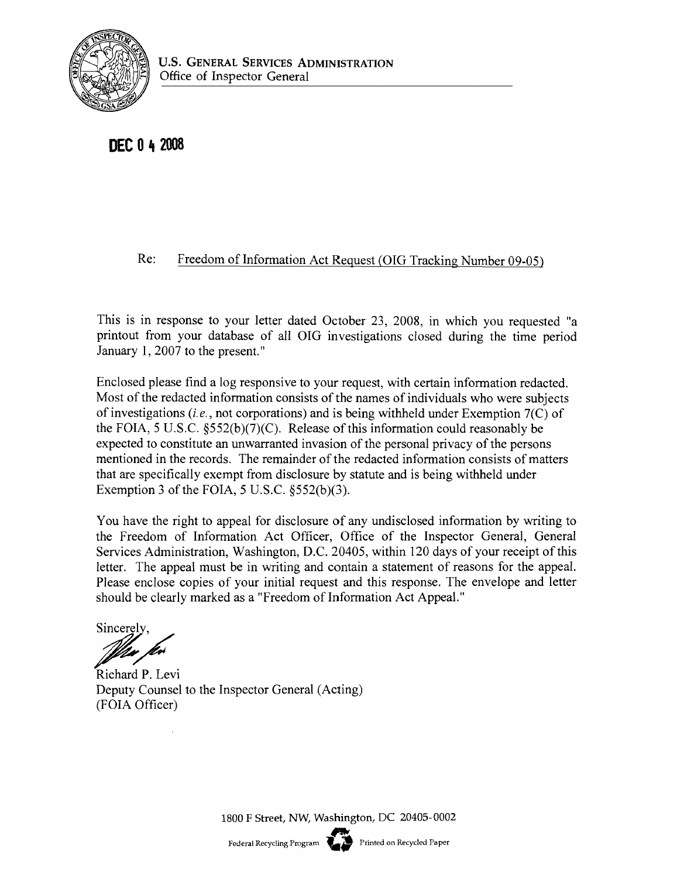U.S. GENERAL SERVICES ADMINISTRATION
Office of Inspector General

**DEC 0 4 2008**

Re: Freedom of Information Act Request (OIG Tracking Number 09-05)

This is in response to your letter dated October 23, 2008, in which you requested "a printout from your database of all OIG investigations closed during the time period January 1, 2007 to the present."

Enclosed please find a log responsive to your request, with certain information redacted. Most of the redacted information consists of the names of individuals who were subjects of investigations (*i.e.*, not corporations) and is being withheld under Exemption 7(C) of the FOIA, 5 U.S.C. §552(b)(7)(C). Release of this information could reasonably be expected to constitute an unwarranted invasion of the personal privacy of the persons mentioned in the records. The remainder of the redacted information consists of matters that are specifically exempt from disclosure by statute and is being withheld under Exemption 3 of the FOIA, 5 U.S.C. §552(b)(3).

You have the right to appeal for disclosure of any undisclosed information by writing to the Freedom of Information Act Officer, Office of the Inspector General, General Services Administration, Washington, D.C. 20405, within 120 days of your receipt of this letter. The appeal must be in writing and contain a statement of reasons for the appeal. Please enclose copies of your initial request and this response. The envelope and letter should be clearly marked as a "Freedom of Information Act Appeal."

Sincerely,

Richard P. Levi
Deputy Counsel to the Inspector General (Acting)
(FOIA Officer)

1800 F Street, NW, Washington, DC 20405-0002

Federal Recycling Program Printed on Recycled Paper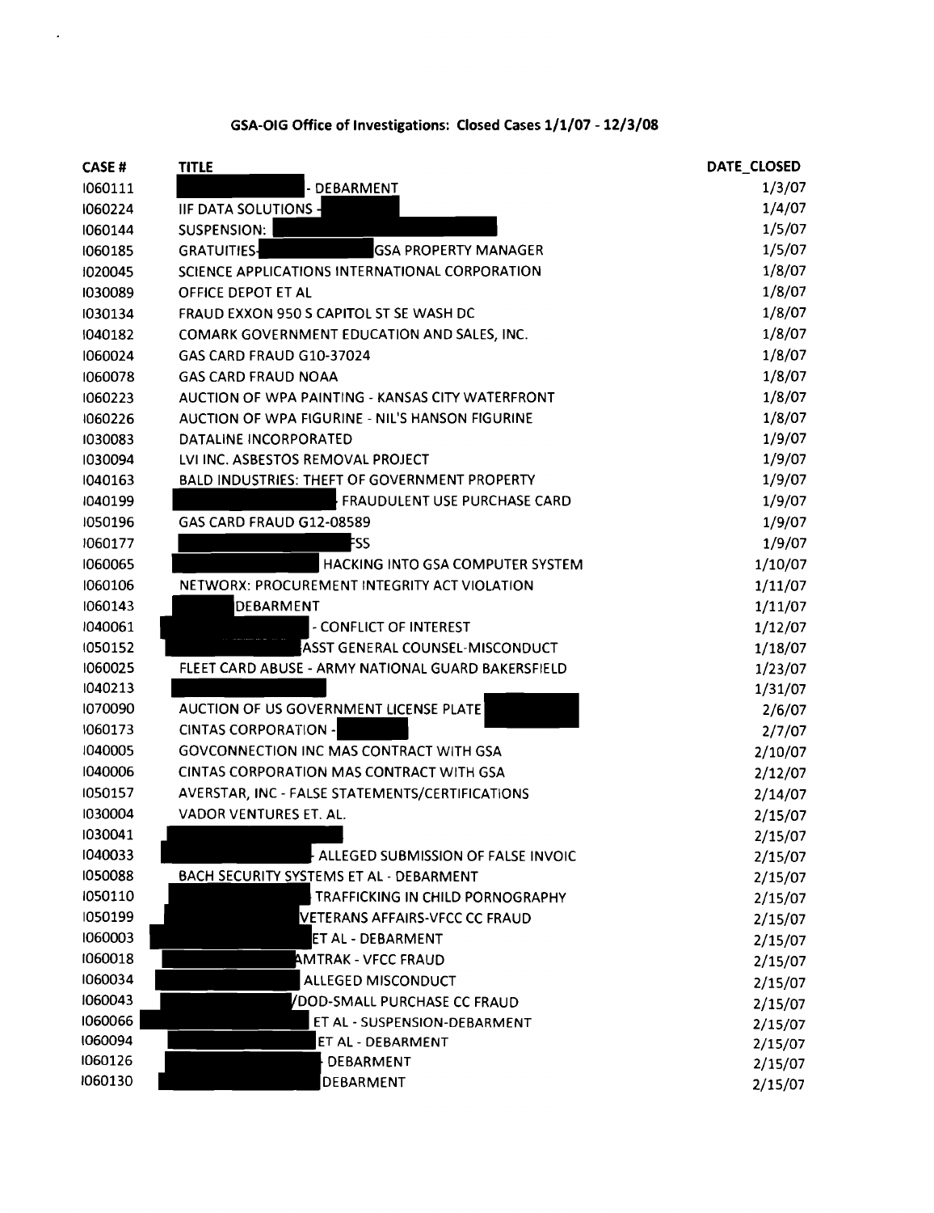## GSA-OIG Office of Investigations: Closed Cases 1/1/07 - 12/3/08

| CASE # | TITLE | DATE_CLOSED |
|---|---|---|
| I060111 | - DEBARMENT | 1/3/07 |
| I060224 | IIF DATA SOLUTIONS - | 1/4/07 |
| I060144 | SUSPENSION: | 1/5/07 |
| I060185 | GRATUITIES- GSA PROPERTY MANAGER | 1/5/07 |
| I020045 | SCIENCE APPLICATIONS INTERNATIONAL CORPORATION | 1/8/07 |
| I030089 | OFFICE DEPOT ET AL | 1/8/07 |
| I030134 | FRAUD EXXON 950 S CAPITOL ST SE WASH DC | 1/8/07 |
| I040182 | COMARK GOVERNMENT EDUCATION AND SALES, INC. | 1/8/07 |
| I060024 | GAS CARD FRAUD G10-37024 | 1/8/07 |
| I060078 | GAS CARD FRAUD NOAA | 1/8/07 |
| I060223 | AUCTION OF WPA PAINTING - KANSAS CITY WATERFRONT | 1/8/07 |
| I060226 | AUCTION OF WPA FIGURINE - NIL'S HANSON FIGURINE | 1/8/07 |
| I030083 | DATALINE INCORPORATED | 1/9/07 |
| I030094 | LVI INC. ASBESTOS REMOVAL PROJECT | 1/9/07 |
| I040163 | BALD INDUSTRIES: THEFT OF GOVERNMENT PROPERTY | 1/9/07 |
| I040199 | FRAUDULENT USE PURCHASE CARD | 1/9/07 |
| I050196 | GAS CARD FRAUD G12-08589 | 1/9/07 |
| I060177 | SS | 1/9/07 |
| I060065 | HACKING INTO GSA COMPUTER SYSTEM | 1/10/07 |
| I060106 | NETWORX: PROCUREMENT INTEGRITY ACT VIOLATION | 1/11/07 |
| I060143 | DEBARMENT | 1/11/07 |
| I040061 | - CONFLICT OF INTEREST | 1/12/07 |
| I050152 | ASST GENERAL COUNSEL-MISCONDUCT | 1/18/07 |
| I060025 | FLEET CARD ABUSE - ARMY NATIONAL GUARD BAKERSFIELD | 1/23/07 |
| I040213 | | 1/31/07 |
| I070090 | AUCTION OF US GOVERNMENT LICENSE PLATE | 2/6/07 |
| I060173 | CINTAS CORPORATION - | 2/7/07 |
| I040005 | GOVCONNECTION INC MAS CONTRACT WITH GSA | 2/10/07 |
| I040006 | CINTAS CORPORATION MAS CONTRACT WITH GSA | 2/12/07 |
| I050157 | AVERSTAR, INC - FALSE STATEMENTS/CERTIFICATIONS | 2/14/07 |
| I030004 | VADOR VENTURES ET. AL. | 2/15/07 |
| I030041 | | 2/15/07 |
| I040033 | ALLEGED SUBMISSION OF FALSE INVOIC | 2/15/07 |
| I050088 | BACH SECURITY SYSTEMS ET AL - DEBARMENT | 2/15/07 |
| I050110 | TRAFFICKING IN CHILD PORNOGRAPHY | 2/15/07 |
| I050199 | VETERANS AFFAIRS-VFCC CC FRAUD | 2/15/07 |
| I060003 | ET AL - DEBARMENT | 2/15/07 |
| I060018 | AMTRAK - VFCC FRAUD | 2/15/07 |
| I060034 | ALLEGED MISCONDUCT | 2/15/07 |
| I060043 | /DOD-SMALL PURCHASE CC FRAUD | 2/15/07 |
| I060066 | ET AL - SUSPENSION-DEBARMENT | 2/15/07 |
| I060094 | ET AL - DEBARMENT | 2/15/07 |
| I060126 | DEBARMENT | 2/15/07 |
| I060130 | DEBARMENT | 2/15/07 |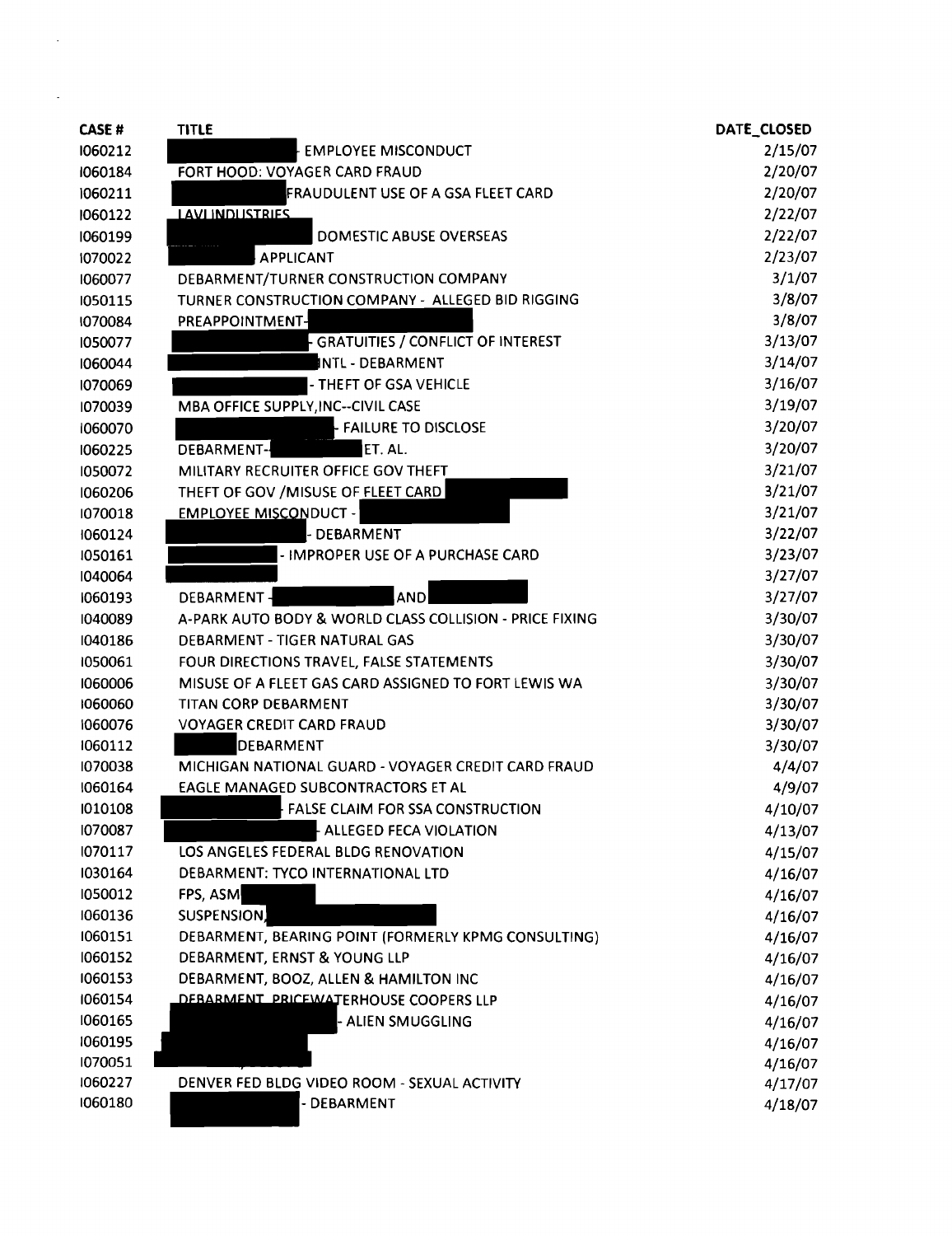| CASE # | TITLE | DATE_CLOSED |
|---|---|---|
| I060212 | - EMPLOYEE MISCONDUCT | 2/15/07 |
| I060184 | FORT HOOD: VOYAGER CARD FRAUD | 2/20/07 |
| I060211 | FRAUDULENT USE OF A GSA FLEET CARD | 2/20/07 |
| I060122 | LAVI INDUSTRIES | 2/22/07 |
| I060199 | DOMESTIC ABUSE OVERSEAS | 2/22/07 |
| I070022 | APPLICANT | 2/23/07 |
| I060077 | DEBARMENT/TURNER CONSTRUCTION COMPANY | 3/1/07 |
| I050115 | TURNER CONSTRUCTION COMPANY - ALLEGED BID RIGGING | 3/8/07 |
| I070084 | PREAPPOINTMENT- | 3/8/07 |
| I050077 | - GRATUITIES / CONFLICT OF INTEREST | 3/13/07 |
| I060044 | INTL - DEBARMENT | 3/14/07 |
| I070069 | - THEFT OF GSA VEHICLE | 3/16/07 |
| I070039 | MBA OFFICE SUPPLY,INC--CIVIL CASE | 3/19/07 |
| I060070 | - FAILURE TO DISCLOSE | 3/20/07 |
| I060225 | DEBARMENT- ET. AL. | 3/20/07 |
| I050072 | MILITARY RECRUITER OFFICE GOV THEFT | 3/21/07 |
| I060206 | THEFT OF GOV /MISUSE OF FLEET CARD | 3/21/07 |
| I070018 | EMPLOYEE MISCONDUCT - | 3/21/07 |
| I060124 | - DEBARMENT | 3/22/07 |
| I050161 | - IMPROPER USE OF A PURCHASE CARD | 3/23/07 |
| I040064 | | 3/27/07 |
| I060193 | DEBARMENT - AND | 3/27/07 |
| I040089 | A-PARK AUTO BODY & WORLD CLASS COLLISION - PRICE FIXING | 3/30/07 |
| I040186 | DEBARMENT - TIGER NATURAL GAS | 3/30/07 |
| I050061 | FOUR DIRECTIONS TRAVEL, FALSE STATEMENTS | 3/30/07 |
| I060006 | MISUSE OF A FLEET GAS CARD ASSIGNED TO FORT LEWIS WA | 3/30/07 |
| I060060 | TITAN CORP DEBARMENT | 3/30/07 |
| I060076 | VOYAGER CREDIT CARD FRAUD | 3/30/07 |
| I060112 | DEBARMENT | 3/30/07 |
| I070038 | MICHIGAN NATIONAL GUARD - VOYAGER CREDIT CARD FRAUD | 4/4/07 |
| I060164 | EAGLE MANAGED SUBCONTRACTORS ET AL | 4/9/07 |
| I010108 | - FALSE CLAIM FOR SSA CONSTRUCTION | 4/10/07 |
| I070087 | - ALLEGED FECA VIOLATION | 4/13/07 |
| I070117 | LOS ANGELES FEDERAL BLDG RENOVATION | 4/15/07 |
| I030164 | DEBARMENT: TYCO INTERNATIONAL LTD | 4/16/07 |
| I050012 | FPS, ASM | 4/16/07 |
| I060136 | SUSPENSION, | 4/16/07 |
| I060151 | DEBARMENT, BEARING POINT (FORMERLY KPMG CONSULTING) | 4/16/07 |
| I060152 | DEBARMENT, ERNST & YOUNG LLP | 4/16/07 |
| I060153 | DEBARMENT, BOOZ, ALLEN & HAMILTON INC | 4/16/07 |
| I060154 | DEBARMENT, PRICEWATERHOUSE COOPERS LLP | 4/16/07 |
| I060165 | - ALIEN SMUGGLING | 4/16/07 |
| I060195 | | 4/16/07 |
| I070051 | | 4/16/07 |
| I060227 | DENVER FED BLDG VIDEO ROOM - SEXUAL ACTIVITY | 4/17/07 |
| I060180 | - DEBARMENT | 4/18/07 |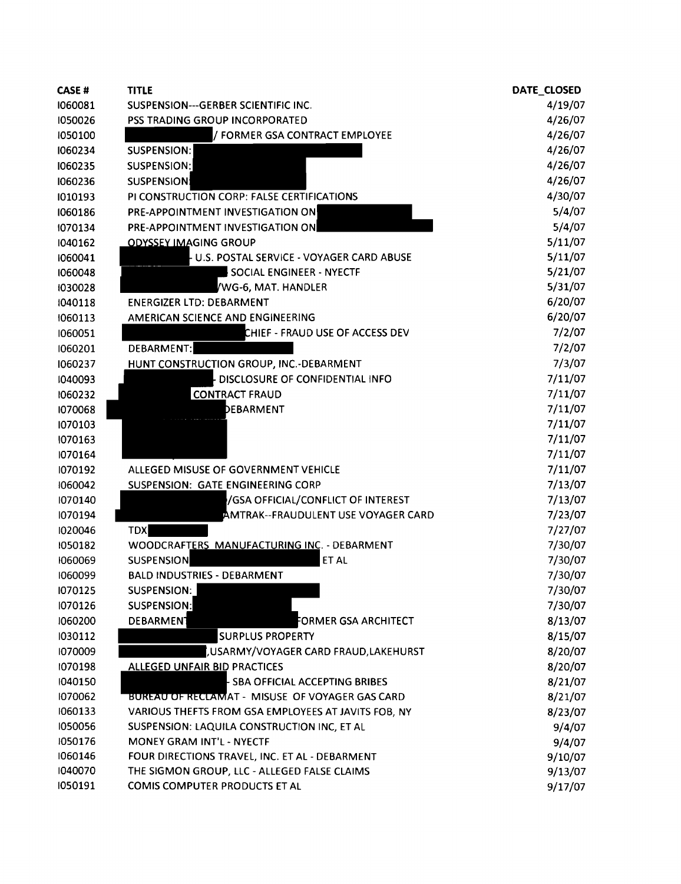| CASE # | TITLE | DATE_CLOSED |
|---|---|---|
| I060081 | SUSPENSION---GERBER SCIENTIFIC INC. | 4/19/07 |
| I050026 | PSS TRADING GROUP INCORPORATED | 4/26/07 |
| I050100 | / FORMER GSA CONTRACT EMPLOYEE | 4/26/07 |
| I060234 | SUSPENSION: | 4/26/07 |
| I060235 | SUSPENSION: | 4/26/07 |
| I060236 | SUSPENSION | 4/26/07 |
| I010193 | PI CONSTRUCTION CORP: FALSE CERTIFICATIONS | 4/30/07 |
| I060186 | PRE-APPOINTMENT INVESTIGATION ON | 5/4/07 |
| I070134 | PRE-APPOINTMENT INVESTIGATION ON | 5/4/07 |
| I040162 | ODYSSEY IMAGING GROUP | 5/11/07 |
| I060041 | - U.S. POSTAL SERVICE - VOYAGER CARD ABUSE | 5/11/07 |
| I060048 | SOCIAL ENGINEER - NYECTF | 5/21/07 |
| I030028 | /WG-6, MAT. HANDLER | 5/31/07 |
| I040118 | ENERGIZER LTD: DEBARMENT | 6/20/07 |
| I060113 | AMERICAN SCIENCE AND ENGINEERING | 6/20/07 |
| I060051 | CHIEF - FRAUD USE OF ACCESS DEV | 7/2/07 |
| I060201 | DEBARMENT: | 7/2/07 |
| I060237 | HUNT CONSTRUCTION GROUP, INC.-DEBARMENT | 7/3/07 |
| I040093 | - DISCLOSURE OF CONFIDENTIAL INFO | 7/11/07 |
| I060232 | CONTRACT FRAUD | 7/11/07 |
| I070068 | DEBARMENT | 7/11/07 |
| I070103 | | 7/11/07 |
| I070163 | | 7/11/07 |
| I070164 | | 7/11/07 |
| I070192 | ALLEGED MISUSE OF GOVERNMENT VEHICLE | 7/11/07 |
| I060042 | SUSPENSION: GATE ENGINEERING CORP | 7/13/07 |
| I070140 | /GSA OFFICIAL/CONFLICT OF INTEREST | 7/13/07 |
| I070194 | AMTRAK--FRAUDULENT USE VOYAGER CARD | 7/23/07 |
| I020046 | TDX | 7/27/07 |
| I050182 | WOODCRAFTERS MANUFACTURING INC. - DEBARMENT | 7/30/07 |
| I060069 | SUSPENSION ET AL | 7/30/07 |
| I060099 | BALD INDUSTRIES - DEBARMENT | 7/30/07 |
| I070125 | SUSPENSION: | 7/30/07 |
| I070126 | SUSPENSION: | 7/30/07 |
| I060200 | DEBARMENT FORMER GSA ARCHITECT | 8/13/07 |
| I030112 | SURPLUS PROPERTY | 8/15/07 |
| I070009 | ,USARMY/VOYAGER CARD FRAUD,LAKEHURST | 8/20/07 |
| I070198 | ALLEGED UNFAIR BID PRACTICES | 8/20/07 |
| I040150 | - SBA OFFICIAL ACCEPTING BRIBES | 8/21/07 |
| I070062 | BUREAU OF RECLAMAT - MISUSE OF VOYAGER GAS CARD | 8/21/07 |
| I060133 | VARIOUS THEFTS FROM GSA EMPLOYEES AT JAVITS FOB, NY | 8/23/07 |
| I050056 | SUSPENSION: LAQUILA CONSTRUCTION INC, ET AL | 9/4/07 |
| I050176 | MONEY GRAM INT'L - NYECTF | 9/4/07 |
| I060146 | FOUR DIRECTIONS TRAVEL, INC. ET AL - DEBARMENT | 9/10/07 |
| I040070 | THE SIGMON GROUP, LLC - ALLEGED FALSE CLAIMS | 9/13/07 |
| I050191 | COMIS COMPUTER PRODUCTS ET AL | 9/17/07 |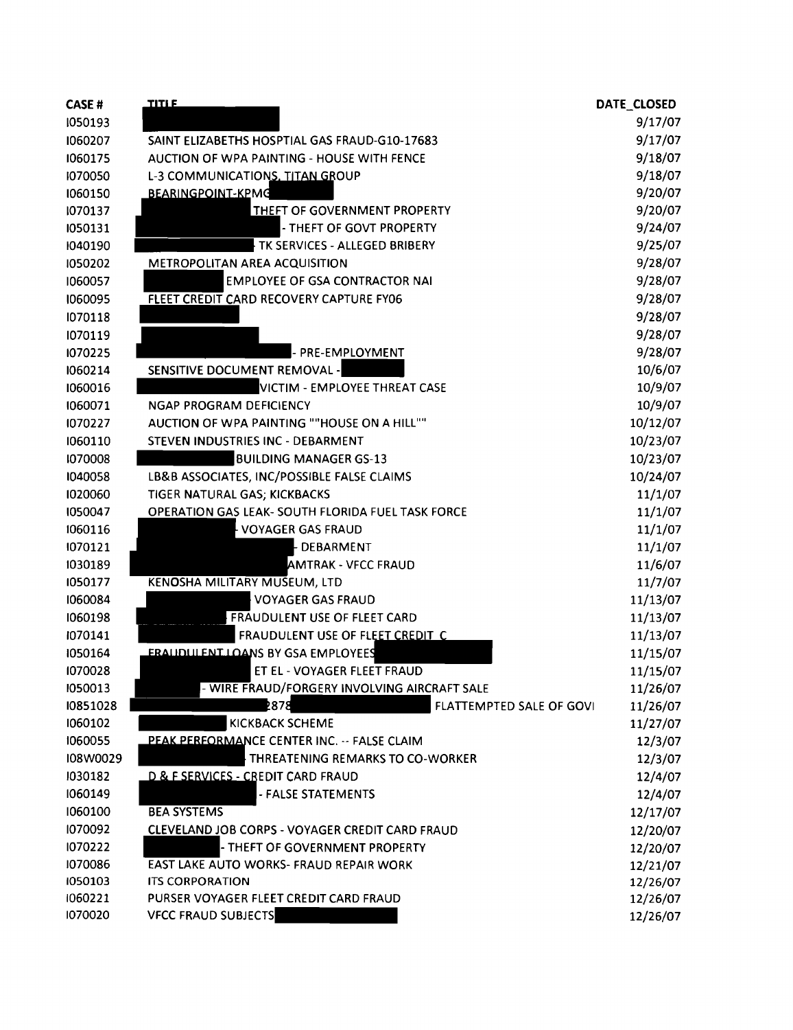| CASE # | TITLE | DATE_CLOSED |
|---|---|---|
| I050193 | | 9/17/07 |
| I060207 | SAINT ELIZABETHS HOSPTIAL GAS FRAUD-G10-17683 | 9/17/07 |
| I060175 | AUCTION OF WPA PAINTING - HOUSE WITH FENCE | 9/18/07 |
| I070050 | L-3 COMMUNICATIONS, TITAN GROUP | 9/18/07 |
| I060150 | BEARINGPOINT-KPMG | 9/20/07 |
| I070137 | THEFT OF GOVERNMENT PROPERTY | 9/20/07 |
| I050131 | - THEFT OF GOVT PROPERTY | 9/24/07 |
| I040190 | TK SERVICES - ALLEGED BRIBERY | 9/25/07 |
| I050202 | METROPOLITAN AREA ACQUISITION | 9/28/07 |
| I060057 | EMPLOYEE OF GSA CONTRACTOR NAI | 9/28/07 |
| I060095 | FLEET CREDIT CARD RECOVERY CAPTURE FY06 | 9/28/07 |
| I070118 | | 9/28/07 |
| I070119 | | 9/28/07 |
| I070225 | - PRE-EMPLOYMENT | 9/28/07 |
| I060214 | SENSITIVE DOCUMENT REMOVAL - | 10/6/07 |
| I060016 | VICTIM - EMPLOYEE THREAT CASE | 10/9/07 |
| I060071 | NGAP PROGRAM DEFICIENCY | 10/9/07 |
| I070227 | AUCTION OF WPA PAINTING ""HOUSE ON A HILL"" | 10/12/07 |
| I060110 | STEVEN INDUSTRIES INC - DEBARMENT | 10/23/07 |
| I070008 | BUILDING MANAGER GS-13 | 10/23/07 |
| I040058 | LB&B ASSOCIATES, INC/POSSIBLE FALSE CLAIMS | 10/24/07 |
| I020060 | TIGER NATURAL GAS; KICKBACKS | 11/1/07 |
| I050047 | OPERATION GAS LEAK- SOUTH FLORIDA FUEL TASK FORCE | 11/1/07 |
| I060116 | - VOYAGER GAS FRAUD | 11/1/07 |
| I070121 | - DEBARMENT | 11/1/07 |
| I030189 | AMTRAK - VFCC FRAUD | 11/6/07 |
| I050177 | KENOSHA MILITARY MUSEUM, LTD | 11/7/07 |
| I060084 | VOYAGER GAS FRAUD | 11/13/07 |
| I060198 | FRAUDULENT USE OF FLEET CARD | 11/13/07 |
| I070141 | FRAUDULENT USE OF FLEET CREDIT C | 11/13/07 |
| I050164 | FRAUDULENT LOANS BY GSA EMPLOYEES | 11/15/07 |
| I070028 | ET EL - VOYAGER FLEET FRAUD | 11/15/07 |
| I050013 | - WIRE FRAUD/FORGERY INVOLVING AIRCRAFT SALE | 11/26/07 |
| I0851028 | 2878 FLATTEMPTED SALE OF GOVI | 11/26/07 |
| I060102 | KICKBACK SCHEME | 11/27/07 |
| I060055 | PEAK PERFORMANCE CENTER INC. -- FALSE CLAIM | 12/3/07 |
| I08W0029 | THREATENING REMARKS TO CO-WORKER | 12/3/07 |
| I030182 | D & E SERVICES - CREDIT CARD FRAUD | 12/4/07 |
| I060149 | - FALSE STATEMENTS | 12/4/07 |
| I060100 | BEA SYSTEMS | 12/17/07 |
| I070092 | CLEVELAND JOB CORPS - VOYAGER CREDIT CARD FRAUD | 12/20/07 |
| I070222 | - THEFT OF GOVERNMENT PROPERTY | 12/20/07 |
| I070086 | EAST LAKE AUTO WORKS- FRAUD REPAIR WORK | 12/21/07 |
| I050103 | ITS CORPORATION | 12/26/07 |
| I060221 | PURSER VOYAGER FLEET CREDIT CARD FRAUD | 12/26/07 |
| I070020 | VFCC FRAUD SUBJECTS | 12/26/07 |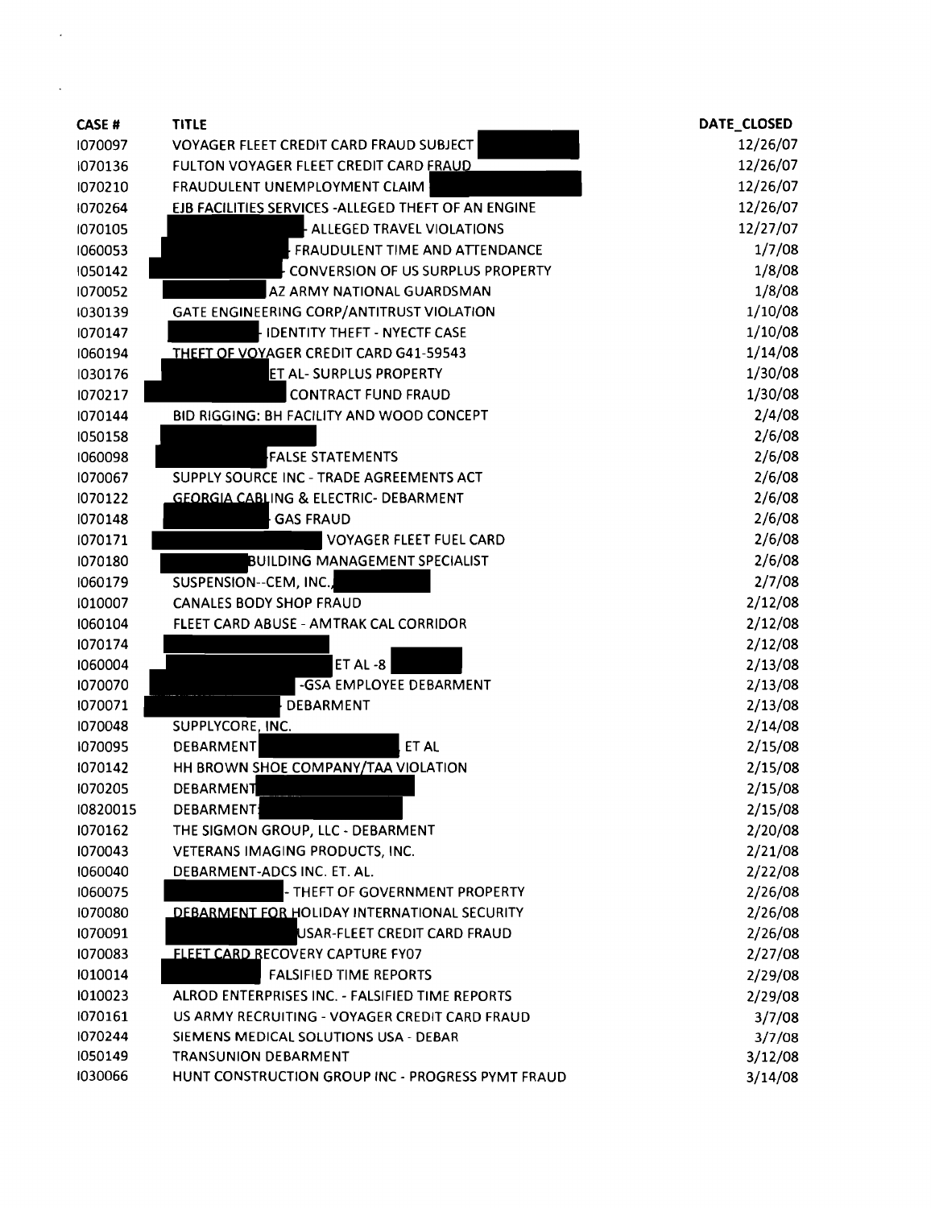| CASE # | TITLE | DATE_CLOSED |
|---|---|---|
| I070097 | VOYAGER FLEET CREDIT CARD FRAUD SUBJECT | 12/26/07 |
| I070136 | FULTON VOYAGER FLEET CREDIT CARD FRAUD | 12/26/07 |
| I070210 | FRAUDULENT UNEMPLOYMENT CLAIM | 12/26/07 |
| I070264 | EJB FACILITIES SERVICES -ALLEGED THEFT OF AN ENGINE | 12/26/07 |
| I070105 | ALLEGED TRAVEL VIOLATIONS | 12/27/07 |
| I060053 | FRAUDULENT TIME AND ATTENDANCE | 1/7/08 |
| I050142 | CONVERSION OF US SURPLUS PROPERTY | 1/8/08 |
| I070052 | AZ ARMY NATIONAL GUARDSMAN | 1/8/08 |
| I030139 | GATE ENGINEERING CORP/ANTITRUST VIOLATION | 1/10/08 |
| I070147 | IDENTITY THEFT - NYECTF CASE | 1/10/08 |
| I060194 | THEFT OF VOYAGER CREDIT CARD G41-59543 | 1/14/08 |
| I030176 | ET AL- SURPLUS PROPERTY | 1/30/08 |
| I070217 | CONTRACT FUND FRAUD | 1/30/08 |
| I070144 | BID RIGGING: BH FACILITY AND WOOD CONCEPT | 2/4/08 |
| I050158 | | 2/6/08 |
| I060098 | FALSE STATEMENTS | 2/6/08 |
| I070067 | SUPPLY SOURCE INC - TRADE AGREEMENTS ACT | 2/6/08 |
| I070122 | GEORGIA CABLING & ELECTRIC- DEBARMENT | 2/6/08 |
| I070148 | GAS FRAUD | 2/6/08 |
| I070171 | VOYAGER FLEET FUEL CARD | 2/6/08 |
| I070180 | BUILDING MANAGEMENT SPECIALIST | 2/6/08 |
| I060179 | SUSPENSION--CEM, INC., | 2/7/08 |
| I010007 | CANALES BODY SHOP FRAUD | 2/12/08 |
| I060104 | FLEET CARD ABUSE - AMTRAK CAL CORRIDOR | 2/12/08 |
| I070174 | | 2/12/08 |
| I060004 | ET AL -8 | 2/13/08 |
| I070070 | -GSA EMPLOYEE DEBARMENT | 2/13/08 |
| I070071 | DEBARMENT | 2/13/08 |
| I070048 | SUPPLYCORE, INC. | 2/14/08 |
| I070095 | DEBARMENT ET AL | 2/15/08 |
| I070142 | HH BROWN SHOE COMPANY/TAA VIOLATION | 2/15/08 |
| I070205 | DEBARMENT | 2/15/08 |
| I0820015 | DEBARMENT | 2/15/08 |
| I070162 | THE SIGMON GROUP, LLC - DEBARMENT | 2/20/08 |
| I070043 | VETERANS IMAGING PRODUCTS, INC. | 2/21/08 |
| I060040 | DEBARMENT-ADCS INC. ET. AL. | 2/22/08 |
| I060075 | - THEFT OF GOVERNMENT PROPERTY | 2/26/08 |
| I070080 | DEBARMENT FOR HOLIDAY INTERNATIONAL SECURITY | 2/26/08 |
| I070091 | USAR-FLEET CREDIT CARD FRAUD | 2/26/08 |
| I070083 | FLEET CARD RECOVERY CAPTURE FY07 | 2/27/08 |
| I010014 | FALSIFIED TIME REPORTS | 2/29/08 |
| I010023 | ALROD ENTERPRISES INC. - FALSIFIED TIME REPORTS | 2/29/08 |
| I070161 | US ARMY RECRUITING - VOYAGER CREDIT CARD FRAUD | 3/7/08 |
| I070244 | SIEMENS MEDICAL SOLUTIONS USA - DEBAR | 3/7/08 |
| I050149 | TRANSUNION DEBARMENT | 3/12/08 |
| I030066 | HUNT CONSTRUCTION GROUP INC - PROGRESS PYMT FRAUD | 3/14/08 |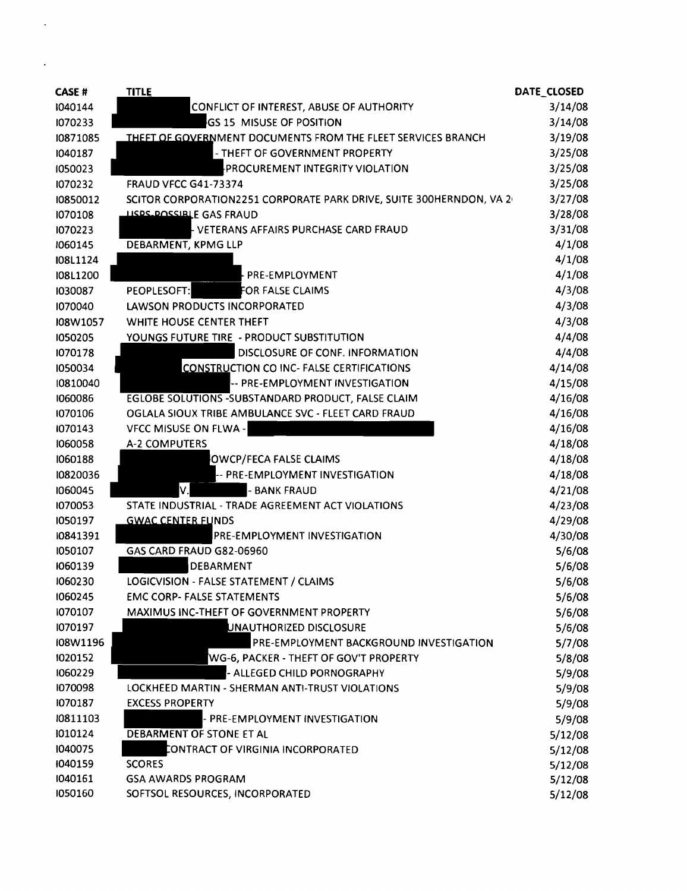| CASE # | TITLE | DATE_CLOSED |
|---|---|---|
| I040144 | CONFLICT OF INTEREST, ABUSE OF AUTHORITY | 3/14/08 |
| I070233 | GS 15 MISUSE OF POSITION | 3/14/08 |
| I0871085 | THEFT OF GOVERNMENT DOCUMENTS FROM THE FLEET SERVICES BRANCH | 3/19/08 |
| I040187 | - THEFT OF GOVERNMENT PROPERTY | 3/25/08 |
| I050023 | PROCUREMENT INTEGRITY VIOLATION | 3/25/08 |
| I070232 | FRAUD VFCC G41-73374 | 3/25/08 |
| I0850012 | SCITOR CORPORATION2251 CORPORATE PARK DRIVE, SUITE 300HERNDON, VA 2 | 3/27/08 |
| I070108 | USPS-POSSIBLE GAS FRAUD | 3/28/08 |
| I070223 | - VETERANS AFFAIRS PURCHASE CARD FRAUD | 3/31/08 |
| I060145 | DEBARMENT, KPMG LLP | 4/1/08 |
| I08L1124 | | 4/1/08 |
| I08L1200 | - PRE-EMPLOYMENT | 4/1/08 |
| I030087 | PEOPLESOFT: FOR FALSE CLAIMS | 4/3/08 |
| I070040 | LAWSON PRODUCTS INCORPORATED | 4/3/08 |
| I08W1057 | WHITE HOUSE CENTER THEFT | 4/3/08 |
| I050205 | YOUNGS FUTURE TIRE - PRODUCT SUBSTITUTION | 4/4/08 |
| I070178 | DISCLOSURE OF CONF. INFORMATION | 4/4/08 |
| I050034 | CONSTRUCTION CO INC- FALSE CERTIFICATIONS | 4/14/08 |
| I0810040 | -- PRE-EMPLOYMENT INVESTIGATION | 4/15/08 |
| I060086 | EGLOBE SOLUTIONS -SUBSTANDARD PRODUCT, FALSE CLAIM | 4/16/08 |
| I070106 | OGLALA SIOUX TRIBE AMBULANCE SVC - FLEET CARD FRAUD | 4/16/08 |
| I070143 | VFCC MISUSE ON FLWA - | 4/16/08 |
| I060058 | A-2 COMPUTERS | 4/18/08 |
| I060188 | OWCP/FECA FALSE CLAIMS | 4/18/08 |
| I0820036 | -- PRE-EMPLOYMENT INVESTIGATION | 4/18/08 |
| I060045 | V. - BANK FRAUD | 4/21/08 |
| I070053 | STATE INDUSTRIAL - TRADE AGREEMENT ACT VIOLATIONS | 4/23/08 |
| I050197 | GWAC CENTER FUNDS | 4/29/08 |
| I0841391 | PRE-EMPLOYMENT INVESTIGATION | 4/30/08 |
| I050107 | GAS CARD FRAUD G82-06960 | 5/6/08 |
| I060139 | DEBARMENT | 5/6/08 |
| I060230 | LOGICVISION - FALSE STATEMENT / CLAIMS | 5/6/08 |
| I060245 | EMC CORP- FALSE STATEMENTS | 5/6/08 |
| I070107 | MAXIMUS INC-THEFT OF GOVERNMENT PROPERTY | 5/6/08 |
| I070197 | UNAUTHORIZED DISCLOSURE | 5/6/08 |
| I08W1196 | PRE-EMPLOYMENT BACKGROUND INVESTIGATION | 5/7/08 |
| I020152 | WG-6, PACKER - THEFT OF GOV'T PROPERTY | 5/8/08 |
| I060229 | - ALLEGED CHILD PORNOGRAPHY | 5/9/08 |
| I070098 | LOCKHEED MARTIN - SHERMAN ANTI-TRUST VIOLATIONS | 5/9/08 |
| I070187 | EXCESS PROPERTY | 5/9/08 |
| I0811103 | - PRE-EMPLOYMENT INVESTIGATION | 5/9/08 |
| I010124 | DEBARMENT OF STONE ET AL | 5/12/08 |
| I040075 | CONTRACT OF VIRGINIA INCORPORATED | 5/12/08 |
| I040159 | SCORES | 5/12/08 |
| I040161 | GSA AWARDS PROGRAM | 5/12/08 |
| I050160 | SOFTSOL RESOURCES, INCORPORATED | 5/12/08 |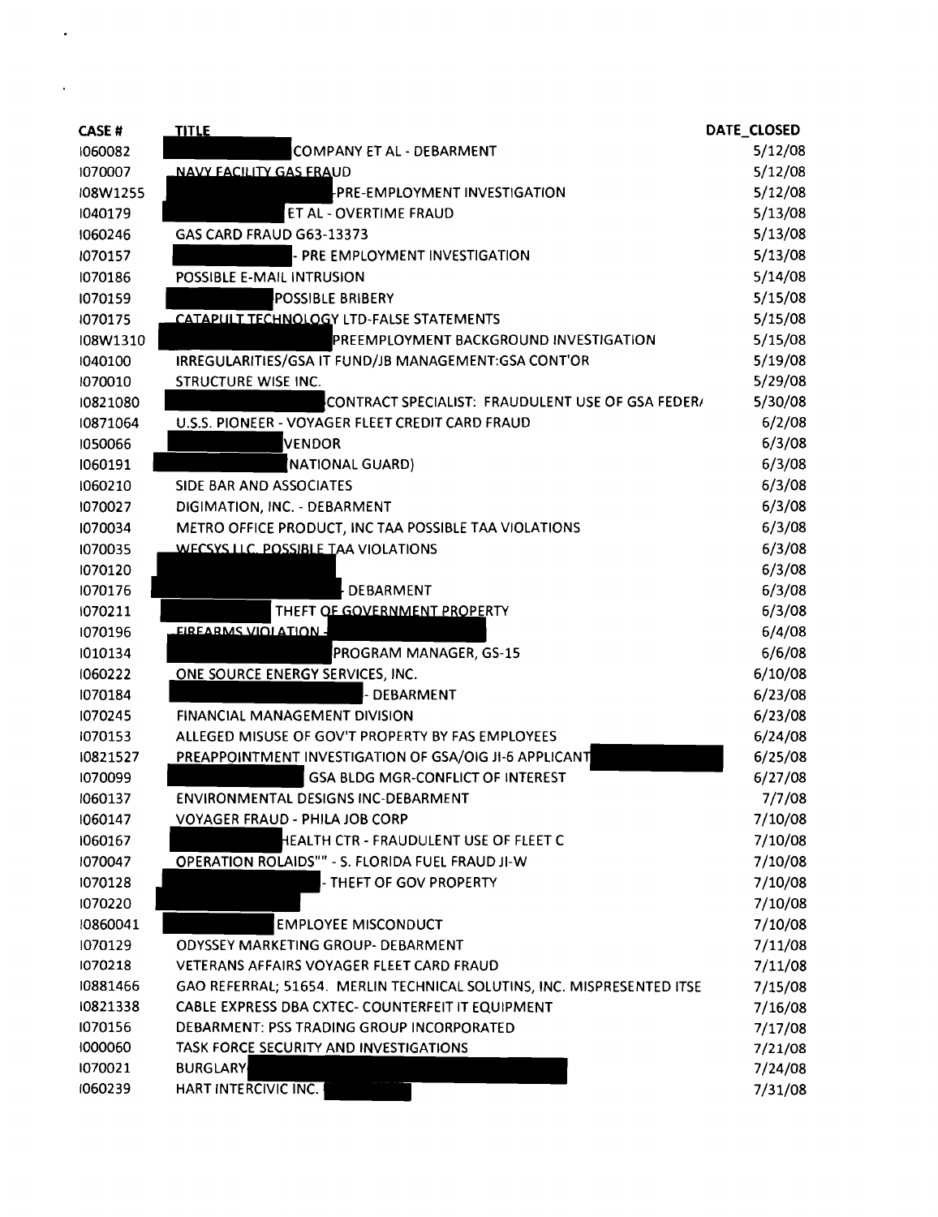| CASE # | TITLE | DATE_CLOSED |
|---|---|---|
| I060082 | COMPANY ET AL - DEBARMENT | 5/12/08 |
| I070007 | NAVY FACILITY GAS FRAUD | 5/12/08 |
| I08W1255 | -PRE-EMPLOYMENT INVESTIGATION | 5/12/08 |
| I040179 | ET AL - OVERTIME FRAUD | 5/13/08 |
| I060246 | GAS CARD FRAUD G63-13373 | 5/13/08 |
| I070157 | - PRE EMPLOYMENT INVESTIGATION | 5/13/08 |
| I070186 | POSSIBLE E-MAIL INTRUSION | 5/14/08 |
| I070159 | POSSIBLE BRIBERY | 5/15/08 |
| I070175 | CATAPULT TECHNOLOGY LTD-FALSE STATEMENTS | 5/15/08 |
| I08W1310 | PREEMPLOYMENT BACKGROUND INVESTIGATION | 5/15/08 |
| I040100 | IRREGULARITIES/GSA IT FUND/JB MANAGEMENT:GSA CONT'OR | 5/19/08 |
| I070010 | STRUCTURE WISE INC. | 5/29/08 |
| I0821080 | CONTRACT SPECIALIST: FRAUDULENT USE OF GSA FEDER/ | 5/30/08 |
| I0871064 | U.S.S. PIONEER - VOYAGER FLEET CREDIT CARD FRAUD | 6/2/08 |
| I050066 | VENDOR | 6/3/08 |
| I060191 | NATIONAL GUARD) | 6/3/08 |
| I060210 | SIDE BAR AND ASSOCIATES | 6/3/08 |
| I070027 | DIGIMATION, INC. - DEBARMENT | 6/3/08 |
| I070034 | METRO OFFICE PRODUCT, INC TAA POSSIBLE TAA VIOLATIONS | 6/3/08 |
| I070035 | WECSYS LLC. POSSIBLE TAA VIOLATIONS | 6/3/08 |
| I070120 | | 6/3/08 |
| I070176 | - DEBARMENT | 6/3/08 |
| I070211 | THEFT OF GOVERNMENT PROPERTY | 6/3/08 |
| I070196 | FIREARMS VIOLATION - | 6/4/08 |
| I010134 | PROGRAM MANAGER, GS-15 | 6/6/08 |
| I060222 | ONE SOURCE ENERGY SERVICES, INC. | 6/10/08 |
| I070184 | - DEBARMENT | 6/23/08 |
| I070245 | FINANCIAL MANAGEMENT DIVISION | 6/23/08 |
| I070153 | ALLEGED MISUSE OF GOV'T PROPERTY BY FAS EMPLOYEES | 6/24/08 |
| I0821527 | PREAPPOINTMENT INVESTIGATION OF GSA/OIG JI-6 APPLICANT | 6/25/08 |
| I070099 | GSA BLDG MGR-CONFLICT OF INTEREST | 6/27/08 |
| I060137 | ENVIRONMENTAL DESIGNS INC-DEBARMENT | 7/7/08 |
| I060147 | VOYAGER FRAUD - PHILA JOB CORP | 7/10/08 |
| I060167 | HEALTH CTR - FRAUDULENT USE OF FLEET C | 7/10/08 |
| I070047 | OPERATION ROLAIDS"" - S. FLORIDA FUEL FRAUD JI-W | 7/10/08 |
| I070128 | - THEFT OF GOV PROPERTY | 7/10/08 |
| I070220 | | 7/10/08 |
| I0860041 | EMPLOYEE MISCONDUCT | 7/10/08 |
| I070129 | ODYSSEY MARKETING GROUP- DEBARMENT | 7/11/08 |
| I070218 | VETERANS AFFAIRS VOYAGER FLEET CARD FRAUD | 7/11/08 |
| I0881466 | GAO REFERRAL; 51654. MERLIN TECHNICAL SOLUTINS, INC. MISPRESENTED ITSE | 7/15/08 |
| I0821338 | CABLE EXPRESS DBA CXTEC- COUNTERFEIT IT EQUIPMENT | 7/16/08 |
| I070156 | DEBARMENT: PSS TRADING GROUP INCORPORATED | 7/17/08 |
| I000060 | TASK FORCE SECURITY AND INVESTIGATIONS | 7/21/08 |
| I070021 | BURGLARY | 7/24/08 |
| I060239 | HART INTERCIVIC INC. | 7/31/08 |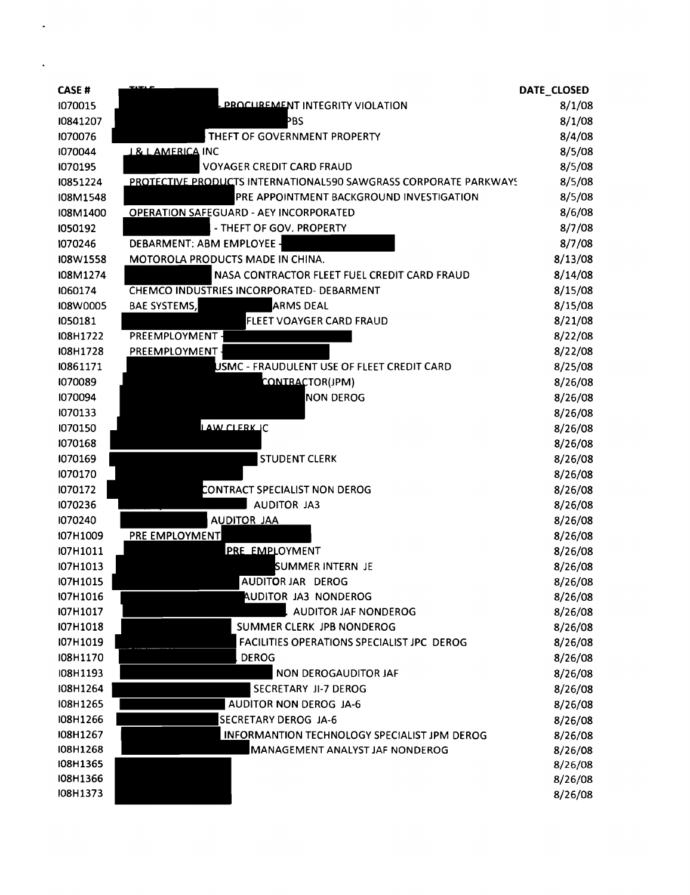| CASE # | TITLE | DATE_CLOSED |
| --- | --- | --- |
| I070015 | - PROCUREMENT INTEGRITY VIOLATION | 8/1/08 |
| I0841207 | PBS | 8/1/08 |
| I070076 | THEFT OF GOVERNMENT PROPERTY | 8/4/08 |
| I070044 | J & L AMERICA INC | 8/5/08 |
| I070195 | VOYAGER CREDIT CARD FRAUD | 8/5/08 |
| I0851224 | PROTECTIVE PRODUCTS INTERNATIONAL590 SAWGRASS CORPORATE PARKWAYS | 8/5/08 |
| I08M1548 | PRE APPOINTMENT BACKGROUND INVESTIGATION | 8/5/08 |
| I08M1400 | OPERATION SAFEGUARD - AEY INCORPORATED | 8/6/08 |
| I050192 | - THEFT OF GOV. PROPERTY | 8/7/08 |
| I070246 | DEBARMENT: ABM EMPLOYEE - | 8/7/08 |
| I08W1558 | MOTOROLA PRODUCTS MADE IN CHINA. | 8/13/08 |
| I08M1274 | NASA CONTRACTOR FLEET FUEL CREDIT CARD FRAUD | 8/14/08 |
| I060174 | CHEMCO INDUSTRIES INCORPORATED- DEBARMENT | 8/15/08 |
| I08W0005 | BAE SYSTEMS, ARMS DEAL | 8/15/08 |
| I050181 | FLEET VOAYGER CARD FRAUD | 8/21/08 |
| I08H1722 | PREEMPLOYMENT - | 8/22/08 |
| I08H1728 | PREEMPLOYMENT - | 8/22/08 |
| I0861171 | USMC - FRAUDULENT USE OF FLEET CREDIT CARD | 8/25/08 |
| I070089 | CONTRACTOR(JPM) | 8/26/08 |
| I070094 | NON DEROG | 8/26/08 |
| I070133 | | 8/26/08 |
| I070150 | LAW CLERK JC | 8/26/08 |
| I070168 | | 8/26/08 |
| I070169 | STUDENT CLERK | 8/26/08 |
| I070170 | | 8/26/08 |
| I070172 | CONTRACT SPECIALIST NON DEROG | 8/26/08 |
| I070236 | AUDITOR JA3 | 8/26/08 |
| I070240 | AUDITOR JAA | 8/26/08 |
| I07H1009 | PRE EMPLOYMENT | 8/26/08 |
| I07H1011 | PRE EMPLOYMENT | 8/26/08 |
| I07H1013 | SUMMER INTERN JE | 8/26/08 |
| I07H1015 | AUDITOR JAR DEROG | 8/26/08 |
| I07H1016 | AUDITOR JA3 NONDEROG | 8/26/08 |
| I07H1017 | AUDITOR JAF NONDEROG | 8/26/08 |
| I07H1018 | SUMMER CLERK JPB NONDEROG | 8/26/08 |
| I07H1019 | FACILITIES OPERATIONS SPECIALIST JPC DEROG | 8/26/08 |
| I08H1170 | DEROG | 8/26/08 |
| I08H1193 | NON DEROGAUDITOR JAF | 8/26/08 |
| I08H1264 | SECRETARY JI-7 DEROG | 8/26/08 |
| I08H1265 | AUDITOR NON DEROG JA-6 | 8/26/08 |
| I08H1266 | SECRETARY DEROG JA-6 | 8/26/08 |
| I08H1267 | INFORMANTION TECHNOLOGY SPECIALIST JPM DEROG | 8/26/08 |
| I08H1268 | MANAGEMENT ANALYST JAF NONDEROG | 8/26/08 |
| I08H1365 | | 8/26/08 |
| I08H1366 | | 8/26/08 |
| I08H1373 | | 8/26/08 |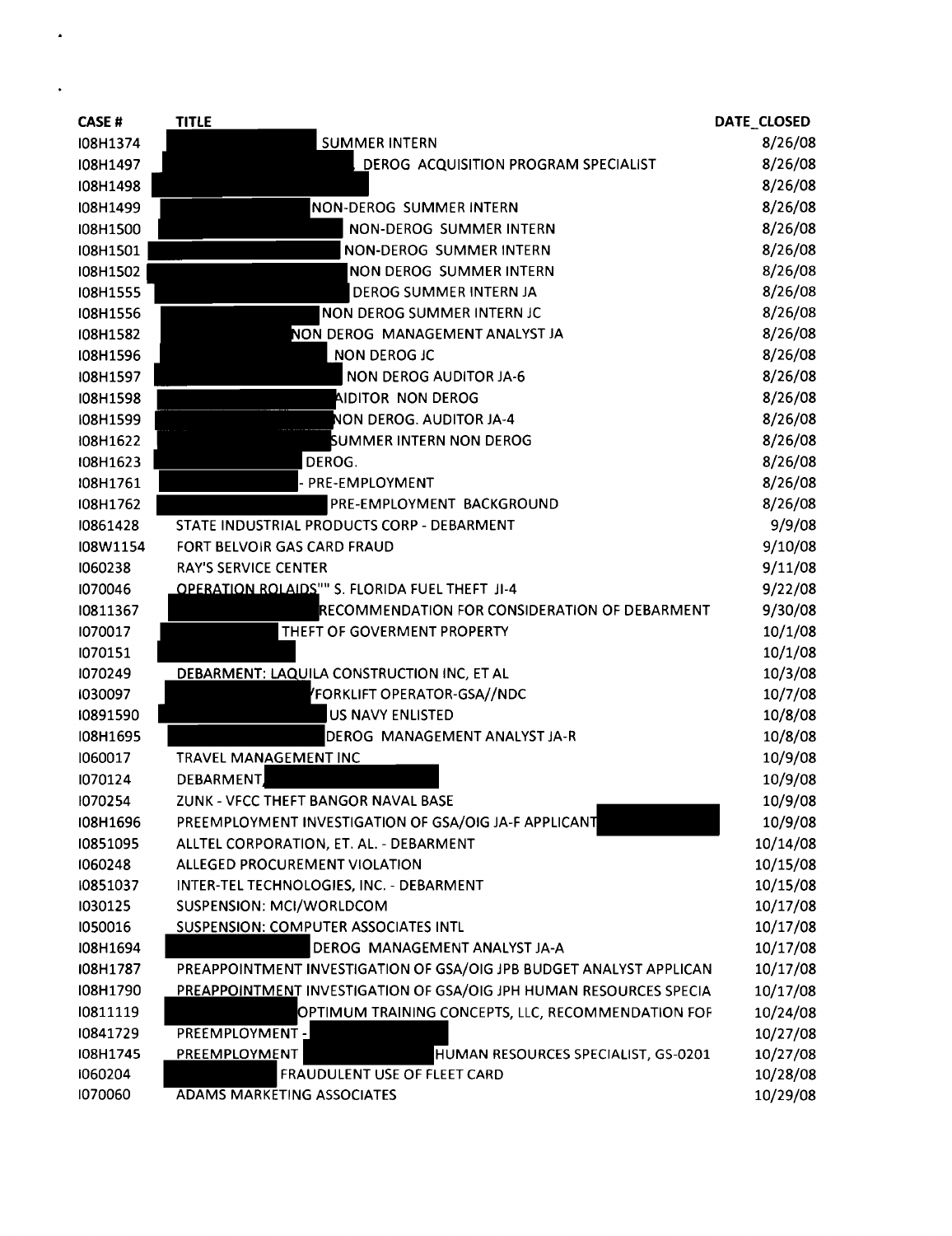| CASE # | TITLE | DATE_CLOSED |
|---|---|---|
| I08H1374 | SUMMER INTERN | 8/26/08 |
| I08H1497 | DEROG ACQUISITION PROGRAM SPECIALIST | 8/26/08 |
| I08H1498 | | 8/26/08 |
| I08H1499 | NON-DEROG SUMMER INTERN | 8/26/08 |
| I08H1500 | NON-DEROG SUMMER INTERN | 8/26/08 |
| I08H1501 | NON-DEROG SUMMER INTERN | 8/26/08 |
| I08H1502 | NON DEROG SUMMER INTERN | 8/26/08 |
| I08H1555 | DEROG SUMMER INTERN JA | 8/26/08 |
| I08H1556 | NON DEROG SUMMER INTERN JC | 8/26/08 |
| I08H1582 | NON DEROG MANAGEMENT ANALYST JA | 8/26/08 |
| I08H1596 | NON DEROG JC | 8/26/08 |
| I08H1597 | NON DEROG AUDITOR JA-6 | 8/26/08 |
| I08H1598 | AIDITOR NON DEROG | 8/26/08 |
| I08H1599 | NON DEROG. AUDITOR JA-4 | 8/26/08 |
| I08H1622 | SUMMER INTERN NON DEROG | 8/26/08 |
| I08H1623 | DEROG. | 8/26/08 |
| I08H1761 | - PRE-EMPLOYMENT | 8/26/08 |
| I08H1762 | PRE-EMPLOYMENT BACKGROUND | 8/26/08 |
| I0861428 | STATE INDUSTRIAL PRODUCTS CORP - DEBARMENT | 9/9/08 |
| I08W1154 | FORT BELVOIR GAS CARD FRAUD | 9/10/08 |
| I060238 | RAY'S SERVICE CENTER | 9/11/08 |
| I070046 | OPERATION ROLAIDS"" S. FLORIDA FUEL THEFT JI-4 | 9/22/08 |
| I0811367 | RECOMMENDATION FOR CONSIDERATION OF DEBARMENT | 9/30/08 |
| I070017 | THEFT OF GOVERMENT PROPERTY | 10/1/08 |
| I070151 | | 10/1/08 |
| I070249 | DEBARMENT: LAQUILA CONSTRUCTION INC, ET AL | 10/3/08 |
| I030097 | /FORKLIFT OPERATOR-GSA//NDC | 10/7/08 |
| I0891590 | US NAVY ENLISTED | 10/8/08 |
| I08H1695 | DEROG MANAGEMENT ANALYST JA-R | 10/8/08 |
| I060017 | TRAVEL MANAGEMENT INC | 10/9/08 |
| I070124 | DEBARMENT, | 10/9/08 |
| I070254 | ZUNK - VFCC THEFT BANGOR NAVAL BASE | 10/9/08 |
| I08H1696 | PREEMPLOYMENT INVESTIGATION OF GSA/OIG JA-F APPLICANT | 10/9/08 |
| I0851095 | ALLTEL CORPORATION, ET. AL. - DEBARMENT | 10/14/08 |
| I060248 | ALLEGED PROCUREMENT VIOLATION | 10/15/08 |
| I0851037 | INTER-TEL TECHNOLOGIES, INC. - DEBARMENT | 10/15/08 |
| I030125 | SUSPENSION: MCI/WORLDCOM | 10/17/08 |
| I050016 | SUSPENSION: COMPUTER ASSOCIATES INTL | 10/17/08 |
| I08H1694 | DEROG MANAGEMENT ANALYST JA-A | 10/17/08 |
| I08H1787 | PREAPPOINTMENT INVESTIGATION OF GSA/OIG JPB BUDGET ANALYST APPLICAN | 10/17/08 |
| I08H1790 | PREAPPOINTMENT INVESTIGATION OF GSA/OIG JPH HUMAN RESOURCES SPECIA | 10/17/08 |
| I0811119 | OPTIMUM TRAINING CONCEPTS, LLC, RECOMMENDATION FOF | 10/24/08 |
| I0841729 | PREEMPLOYMENT - | 10/27/08 |
| I08H1745 | PREEMPLOYMENT HUMAN RESOURCES SPECIALIST, GS-0201 | 10/27/08 |
| I060204 | FRAUDULENT USE OF FLEET CARD | 10/28/08 |
| I070060 | ADAMS MARKETING ASSOCIATES | 10/29/08 |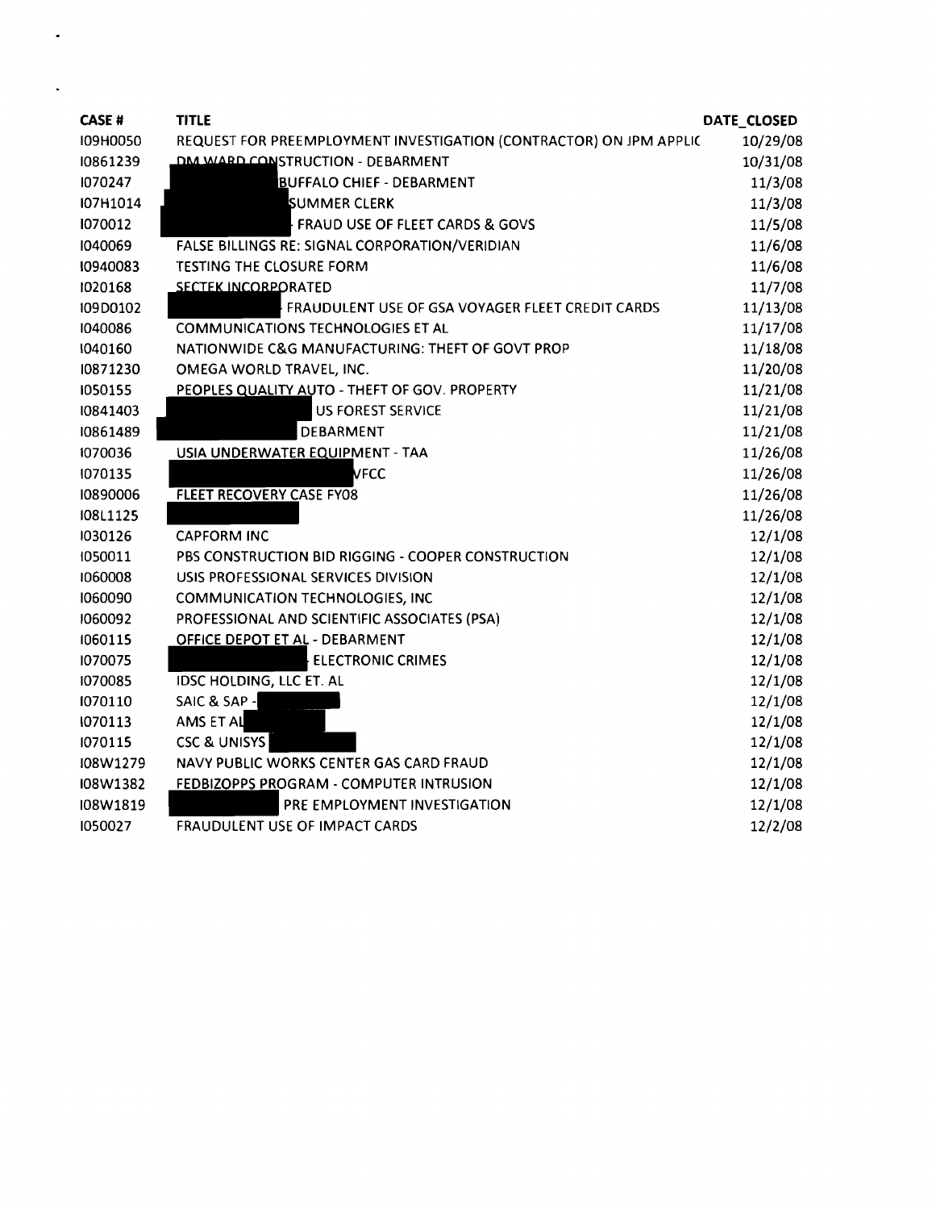| CASE # | TITLE | DATE_CLOSED |
|---|---|---|
| I09H0050 | REQUEST FOR PREEMPLOYMENT INVESTIGATION (CONTRACTOR) ON JPM APPLIC | 10/29/08 |
| I0861239 | DM WARD CONSTRUCTION - DEBARMENT | 10/31/08 |
| I070247 | BUFFALO CHIEF - DEBARMENT | 11/3/08 |
| I07H1014 | SUMMER CLERK | 11/3/08 |
| I070012 | FRAUD USE OF FLEET CARDS & GOVS | 11/5/08 |
| I040069 | FALSE BILLINGS RE: SIGNAL CORPORATION/VERIDIAN | 11/6/08 |
| I0940083 | TESTING THE CLOSURE FORM | 11/6/08 |
| I020168 | SECTEK INCORPORATED | 11/7/08 |
| I09D0102 | FRAUDULENT USE OF GSA VOYAGER FLEET CREDIT CARDS | 11/13/08 |
| I040086 | COMMUNICATIONS TECHNOLOGIES ET AL | 11/17/08 |
| I040160 | NATIONWIDE C&G MANUFACTURING: THEFT OF GOVT PROP | 11/18/08 |
| I0871230 | OMEGA WORLD TRAVEL, INC. | 11/20/08 |
| I050155 | PEOPLES QUALITY AUTO - THEFT OF GOV. PROPERTY | 11/21/08 |
| I0841403 | US FOREST SERVICE | 11/21/08 |
| I0861489 | DEBARMENT | 11/21/08 |
| I070036 | USIA UNDERWATER EQUIPMENT - TAA | 11/26/08 |
| I070135 | VFCC | 11/26/08 |
| I0890006 | FLEET RECOVERY CASE FY08 | 11/26/08 |
| I08L1125 | | 11/26/08 |
| I030126 | CAPFORM INC | 12/1/08 |
| I050011 | PBS CONSTRUCTION BID RIGGING - COOPER CONSTRUCTION | 12/1/08 |
| I060008 | USIS PROFESSIONAL SERVICES DIVISION | 12/1/08 |
| I060090 | COMMUNICATION TECHNOLOGIES, INC | 12/1/08 |
| I060092 | PROFESSIONAL AND SCIENTIFIC ASSOCIATES (PSA) | 12/1/08 |
| I060115 | OFFICE DEPOT ET AL - DEBARMENT | 12/1/08 |
| I070075 | ELECTRONIC CRIMES | 12/1/08 |
| I070085 | IDSC HOLDING, LLC ET. AL | 12/1/08 |
| I070110 | SAIC & SAP - | 12/1/08 |
| I070113 | AMS ET AL | 12/1/08 |
| I070115 | CSC & UNISYS | 12/1/08 |
| I08W1279 | NAVY PUBLIC WORKS CENTER GAS CARD FRAUD | 12/1/08 |
| I08W1382 | FEDBIZOPPS PROGRAM - COMPUTER INTRUSION | 12/1/08 |
| I08W1819 | PRE EMPLOYMENT INVESTIGATION | 12/1/08 |
| I050027 | FRAUDULENT USE OF IMPACT CARDS | 12/2/08 |